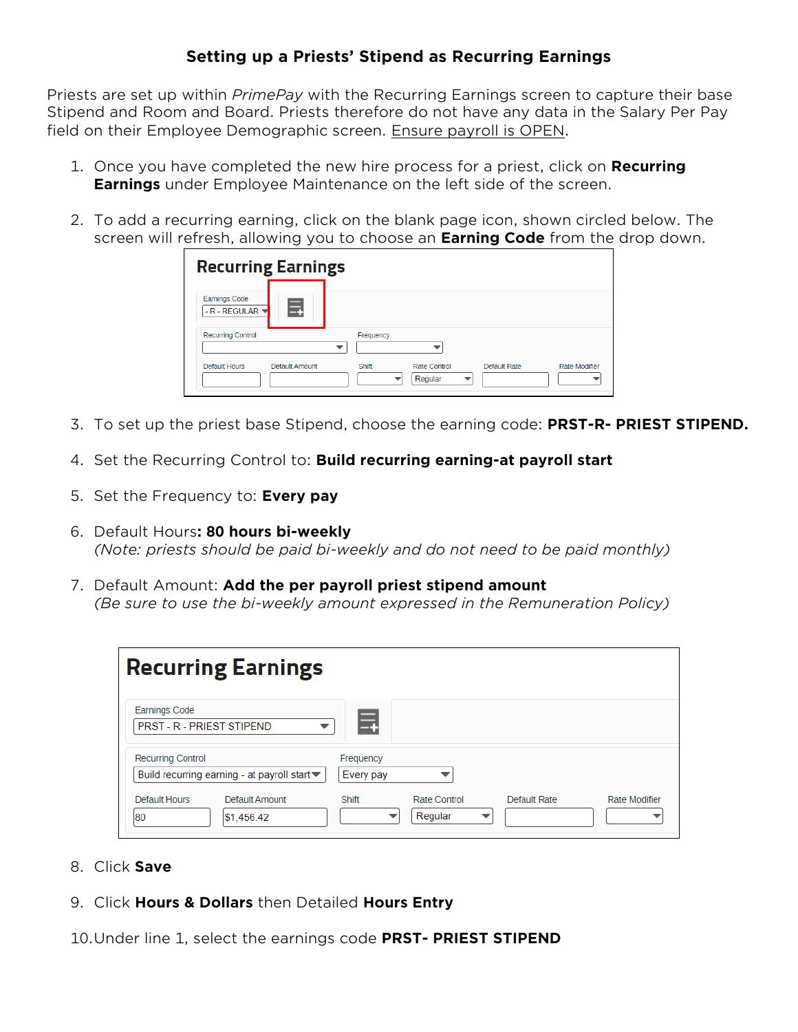## Setting up a Priests' Stipend as Recurring Earnings

Priests are set up within *PrimePay* with the Recurring Earnings screen to capture their base Stipend and Room and Board. Priests therefore do not have any data in the Salary Per Pay field on their Employee Demographic screen. Ensure payroll is OPEN.

1. Once you have completed the new hire process for a priest, click on **Recurring Earnings** under Employee Maintenance on the left side of the screen.

2. To add a recurring earning, click on the blank page icon, shown circled below. The screen will refresh, allowing you to choose an **Earning Code** from the drop down.

3. To set up the priest base Stipend, choose the earning code: **PRST-R- PRIEST STIPEND.**

4. Set the Recurring Control to: **Build recurring earning-at payroll start**

5. Set the Frequency to: **Every pay**

6. Default Hours**: 80 hours bi-weekly**
   *(Note: priests should be paid bi-weekly and do not need to be paid monthly)*

7. Default Amount: **Add the per payroll priest stipend amount**
   *(Be sure to use the bi-weekly amount expressed in the Remuneration Policy)*

8. Click **Save**

9. Click **Hours & Dollars** then Detailed **Hours Entry**

10. Under line 1, select the earnings code **PRST- PRIEST STIPEND**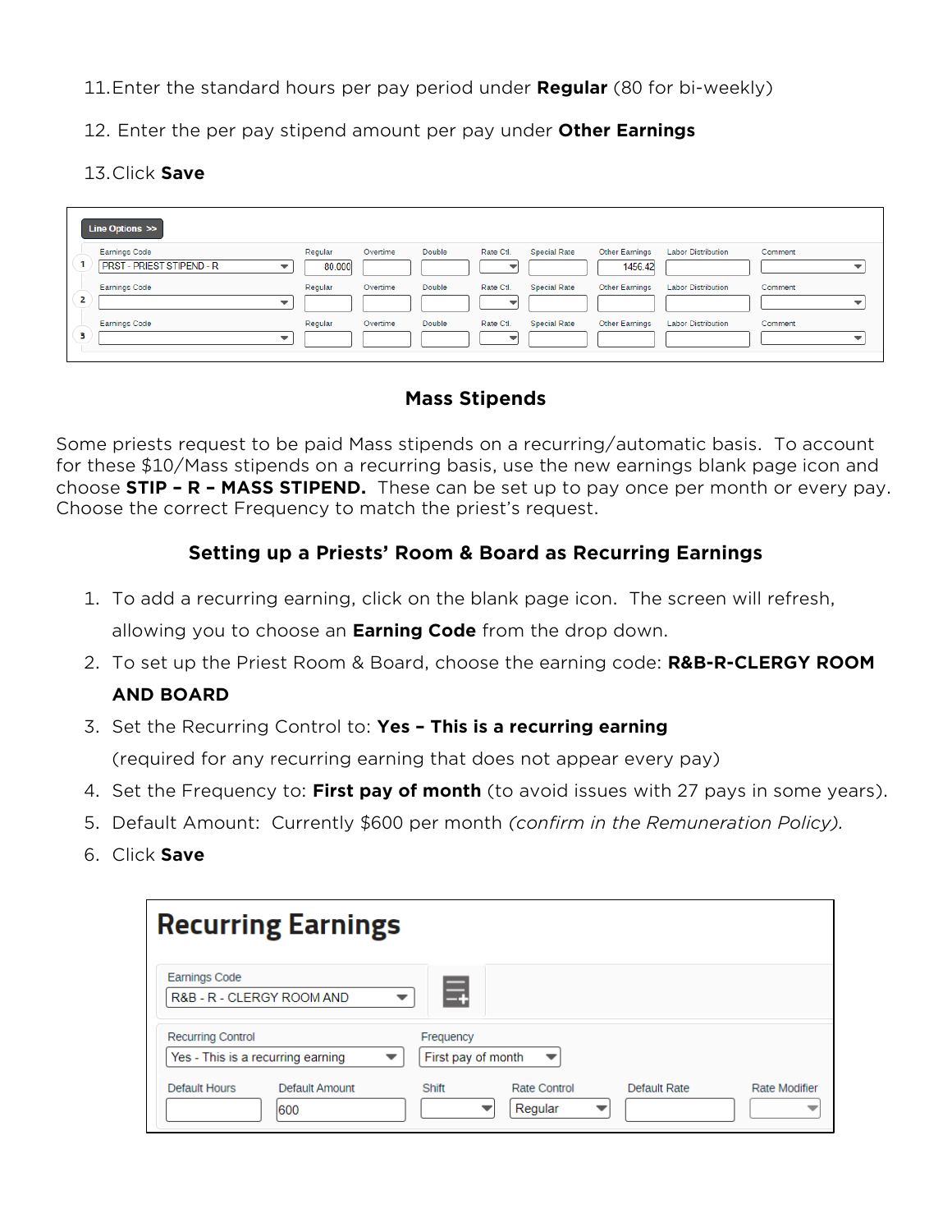11. Enter the standard hours per pay period under **Regular** (80 for bi-weekly)

12. Enter the per pay stipend amount per pay under **Other Earnings**

13. Click **Save**

Line Options >>

| | Earnings Code | Regular | Overtime | Double | Rate Ctl. | Special Rate | Other Earnings | Labor Distribution | Comment |
|---|---|---|---|---|---|---|---|---|---|
| 1 | PRST - PRIEST STIPEND - R | 80.000 | | | | | 1456.42 | | |
| 2 | | | | | | | | | |
| 3 | | | | | | | | | |

## Mass Stipends

Some priests request to be paid Mass stipends on a recurring/automatic basis. To account for these $10/Mass stipends on a recurring basis, use the new earnings blank page icon and choose **STIP – R – MASS STIPEND.** These can be set up to pay once per month or every pay. Choose the correct Frequency to match the priest's request.

## Setting up a Priests' Room & Board as Recurring Earnings

1. To add a recurring earning, click on the blank page icon. The screen will refresh, allowing you to choose an **Earning Code** from the drop down.
2. To set up the Priest Room & Board, choose the earning code: **R&B-R-CLERGY ROOM AND BOARD**
3. Set the Recurring Control to: **Yes – This is a recurring earning** (required for any recurring earning that does not appear every pay)
4. Set the Frequency to: **First pay of month** (to avoid issues with 27 pays in some years).
5. Default Amount: Currently $600 per month *(confirm in the Remuneration Policy).*
6. Click **Save**

**Recurring Earnings**

Earnings Code: R&B - R - CLERGY ROOM AND

| Recurring Control | Frequency |
|---|---|
| Yes - This is a recurring earning | First pay of month |

| Default Hours | Default Amount | Shift | Rate Control | Default Rate | Rate Modifier |
|---|---|---|---|---|---|
| | 600 | | Regular | | |